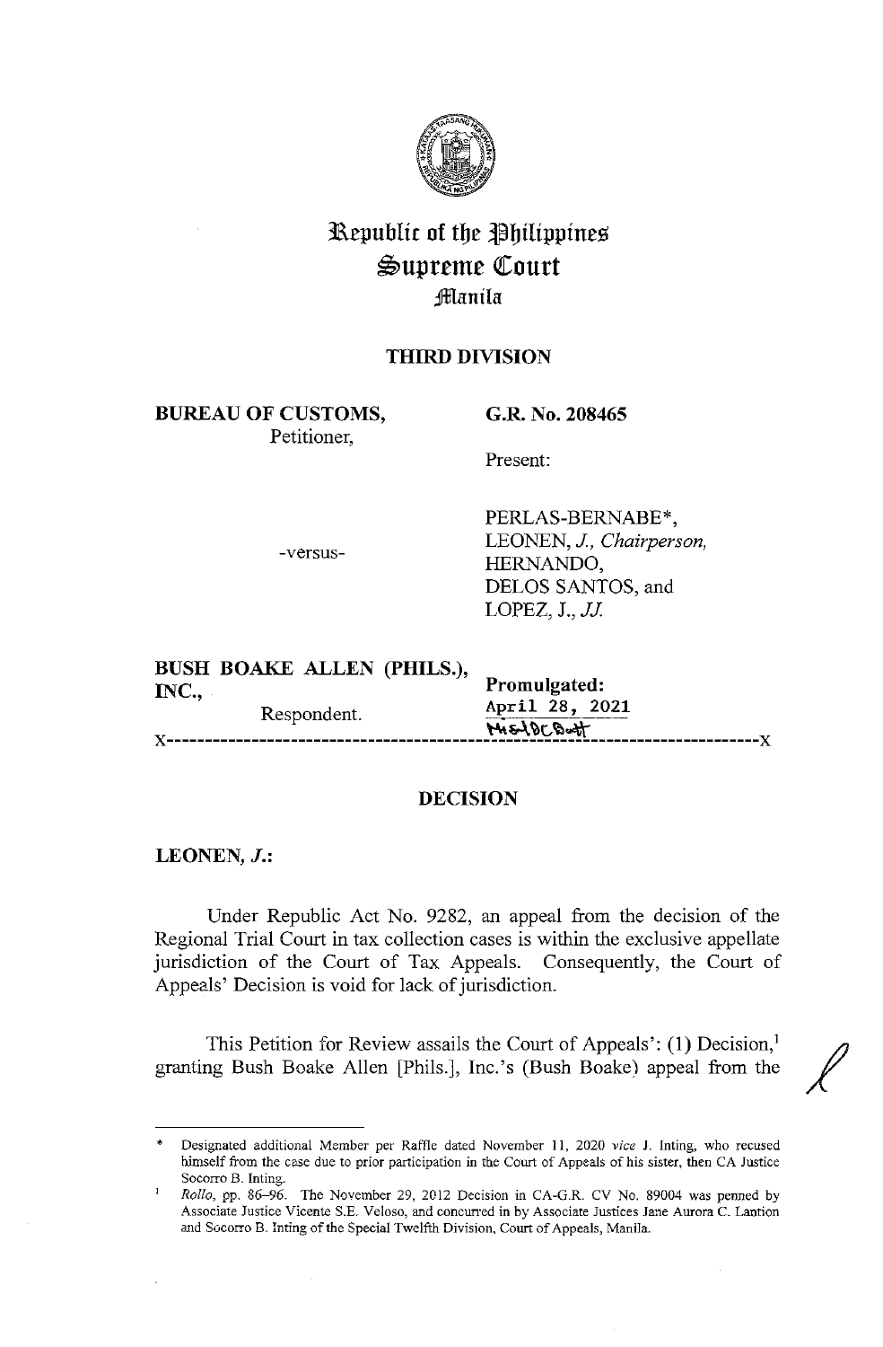# Republic of the Philippines
# Supreme Court
## Manila

### THIRD DIVISION

**BUREAU OF CUSTOMS,**
Petitioner,

-versus-

**BUSH BOAKE ALLEN (PHILS.), INC.,**
Respondent.

**G.R. No. 208465**

Present:

PERLAS-BERNABE*,
LEONEN, *J., Chairperson,*
HERNANDO,
DELOS SANTOS, and
LOPEZ, J., *JJ.*

**Promulgated:**
April 28, 2021

x-----------------------------------------------------------------------------------x

## DECISION

**LEONEN, *J.*:**

Under Republic Act No. 9282, an appeal from the decision of the Regional Trial Court in tax collection cases is within the exclusive appellate jurisdiction of the Court of Tax Appeals. Consequently, the Court of Appeals' Decision is void for lack of jurisdiction.

This Petition for Review assails the Court of Appeals': (1) Decision,[1] granting Bush Boake Allen [Phils.], Inc.'s (Bush Boake) appeal from the

---

\* Designated additional Member per Raffle dated November 11, 2020 *vice* J. Inting, who recused himself from the case due to prior participation in the Court of Appeals of his sister, then CA Justice Socorro B. Inting.

[1] *Rollo*, pp. 86–96. The November 29, 2012 Decision in CA-G.R. CV No. 89004 was penned by Associate Justice Vicente S.E. Veloso, and concurred in by Associate Justices Jane Aurora C. Lantion and Socorro B. Inting of the Special Twelfth Division, Court of Appeals, Manila.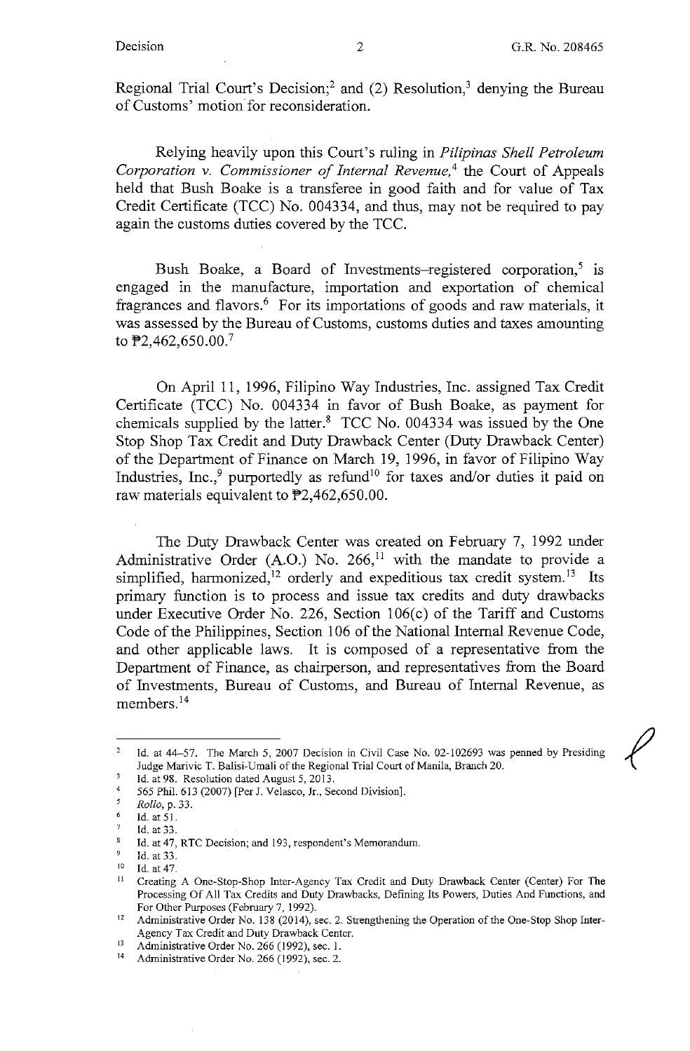Regional Trial Court's Decision;[2] and (2) Resolution,[3] denying the Bureau of Customs' motion for reconsideration.

Relying heavily upon this Court's ruling in *Pilipinas Shell Petroleum Corporation v. Commissioner of Internal Revenue*,[4] the Court of Appeals held that Bush Boake is a transferee in good faith and for value of Tax Credit Certificate (TCC) No. 004334, and thus, may not be required to pay again the customs duties covered by the TCC.

Bush Boake, a Board of Investments–registered corporation,[5] is engaged in the manufacture, importation and exportation of chemical fragrances and flavors.[6] For its importations of goods and raw materials, it was assessed by the Bureau of Customs, customs duties and taxes amounting to ₱2,462,650.00.[7]

On April 11, 1996, Filipino Way Industries, Inc. assigned Tax Credit Certificate (TCC) No. 004334 in favor of Bush Boake, as payment for chemicals supplied by the latter.[8] TCC No. 004334 was issued by the One Stop Shop Tax Credit and Duty Drawback Center (Duty Drawback Center) of the Department of Finance on March 19, 1996, in favor of Filipino Way Industries, Inc.,[9] purportedly as refund[10] for taxes and/or duties it paid on raw materials equivalent to ₱2,462,650.00.

The Duty Drawback Center was created on February 7, 1992 under Administrative Order (A.O.) No. 266,[11] with the mandate to provide a simplified, harmonized,[12] orderly and expeditious tax credit system.[13] Its primary function is to process and issue tax credits and duty drawbacks under Executive Order No. 226, Section 106(c) of the Tariff and Customs Code of the Philippines, Section 106 of the National Internal Revenue Code, and other applicable laws. It is composed of a representative from the Department of Finance, as chairperson, and representatives from the Board of Investments, Bureau of Customs, and Bureau of Internal Revenue, as members.[14]

---

[2] Id. at 44–57. The March 5, 2007 Decision in Civil Case No. 02-102693 was penned by Presiding Judge Marivic T. Balisi-Umali of the Regional Trial Court of Manila, Branch 20.

[3] Id. at 98. Resolution dated August 5, 2013.

[4] 565 Phil. 613 (2007) [Per J. Velasco, Jr., Second Division].

[5] *Rollo*, p. 33.

[6] Id. at 51.

[7] Id. at 33.

[8] Id. at 47, RTC Decision; and 193, respondent's Memorandum.

[9] Id. at 33.

[10] Id. at 47.

[11] Creating A One-Stop-Shop Inter-Agency Tax Credit and Duty Drawback Center (Center) For The Processing Of All Tax Credits and Duty Drawbacks, Defining Its Powers, Duties And Functions, and For Other Purposes (February 7, 1992).

[12] Administrative Order No. 138 (2014), sec. 2. Strengthening the Operation of the One-Stop Shop Inter-Agency Tax Credit and Duty Drawback Center.

[13] Administrative Order No. 266 (1992), sec. 1.

[14] Administrative Order No. 266 (1992), sec. 2.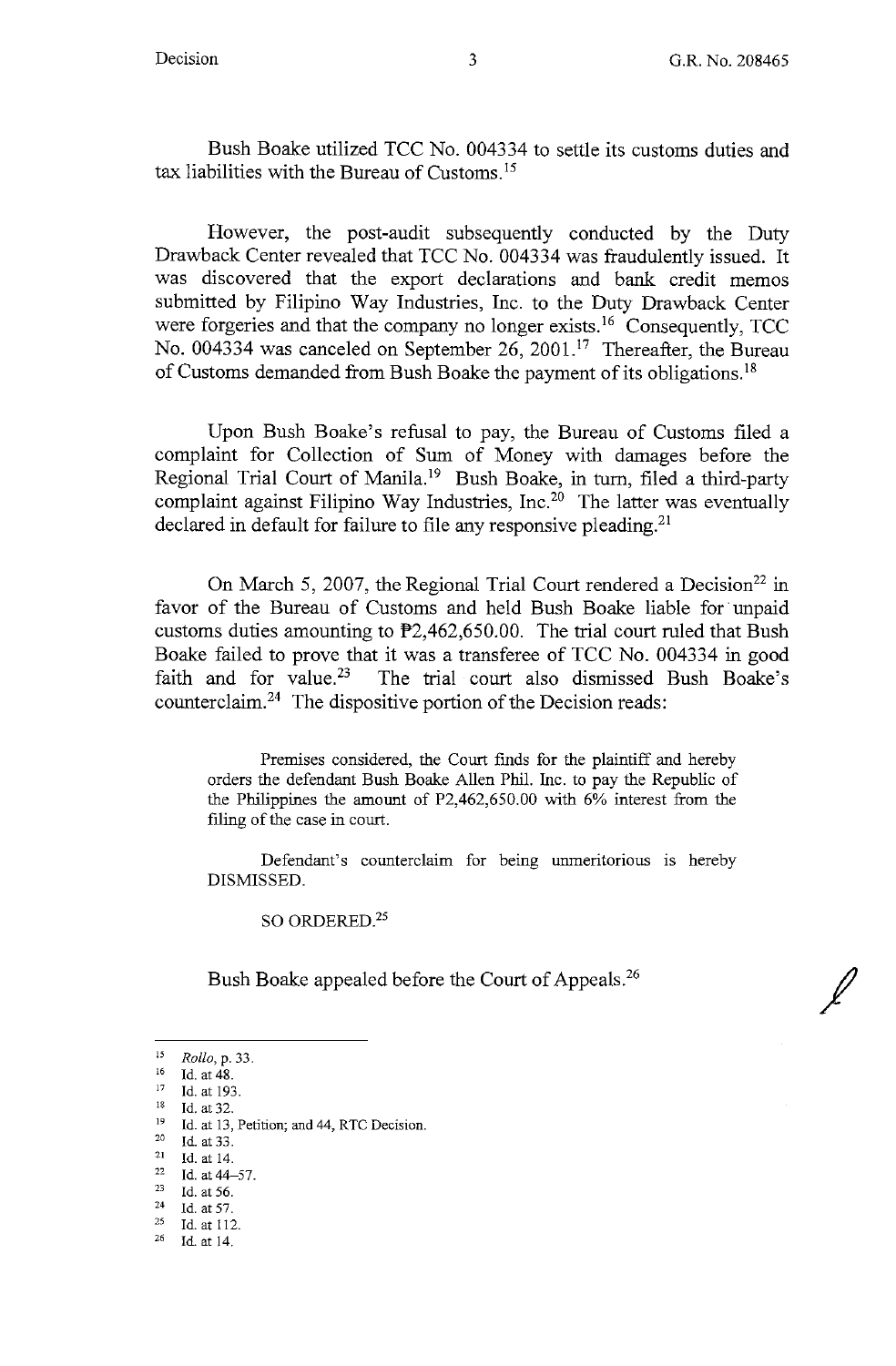Bush Boake utilized TCC No. 004334 to settle its customs duties and tax liabilities with the Bureau of Customs.[15]

However, the post-audit subsequently conducted by the Duty Drawback Center revealed that TCC No. 004334 was fraudulently issued. It was discovered that the export declarations and bank credit memos submitted by Filipino Way Industries, Inc. to the Duty Drawback Center were forgeries and that the company no longer exists.[16] Consequently, TCC No. 004334 was canceled on September 26, 2001.[17] Thereafter, the Bureau of Customs demanded from Bush Boake the payment of its obligations.[18]

Upon Bush Boake's refusal to pay, the Bureau of Customs filed a complaint for Collection of Sum of Money with damages before the Regional Trial Court of Manila.[19] Bush Boake, in turn, filed a third-party complaint against Filipino Way Industries, Inc.[20] The latter was eventually declared in default for failure to file any responsive pleading.[21]

On March 5, 2007, the Regional Trial Court rendered a Decision[22] in favor of the Bureau of Customs and held Bush Boake liable for unpaid customs duties amounting to ₱2,462,650.00. The trial court ruled that Bush Boake failed to prove that it was a transferee of TCC No. 004334 in good faith and for value.[23] The trial court also dismissed Bush Boake's counterclaim.[24] The dispositive portion of the Decision reads:

> Premises considered, the Court finds for the plaintiff and hereby orders the defendant Bush Boake Allen Phil. Inc. to pay the Republic of the Philippines the amount of P2,462,650.00 with 6% interest from the filing of the case in court.
>
> Defendant's counterclaim for being unmeritorious is hereby DISMISSED.
>
> SO ORDERED.[25]

Bush Boake appealed before the Court of Appeals.[26]

---

[15] *Rollo*, p. 33.
[16] Id. at 48.
[17] Id. at 193.
[18] Id. at 32.
[19] Id. at 13, Petition; and 44, RTC Decision.
[20] Id. at 33.
[21] Id. at 14.
[22] Id. at 44–57.
[23] Id. at 56.
[24] Id. at 57.
[25] Id. at 112.
[26] Id. at 14.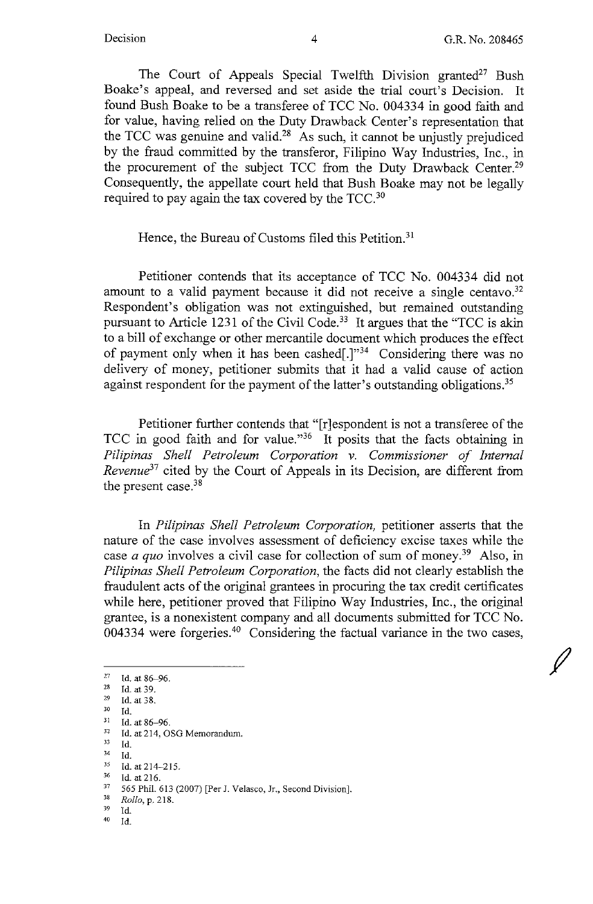The Court of Appeals Special Twelfth Division granted[27] Bush Boake's appeal, and reversed and set aside the trial court's Decision. It found Bush Boake to be a transferee of TCC No. 004334 in good faith and for value, having relied on the Duty Drawback Center's representation that the TCC was genuine and valid.[28] As such, it cannot be unjustly prejudiced by the fraud committed by the transferor, Filipino Way Industries, Inc., in the procurement of the subject TCC from the Duty Drawback Center.[29] Consequently, the appellate court held that Bush Boake may not be legally required to pay again the tax covered by the TCC.[30]

Hence, the Bureau of Customs filed this Petition.[31]

Petitioner contends that its acceptance of TCC No. 004334 did not amount to a valid payment because it did not receive a single centavo.[32] Respondent's obligation was not extinguished, but remained outstanding pursuant to Article 1231 of the Civil Code.[33] It argues that the "TCC is akin to a bill of exchange or other mercantile document which produces the effect of payment only when it has been cashed[.]"[34] Considering there was no delivery of money, petitioner submits that it had a valid cause of action against respondent for the payment of the latter's outstanding obligations.[35]

Petitioner further contends that "[r]espondent is not a transferee of the TCC in good faith and for value."[36] It posits that the facts obtaining in *Pilipinas Shell Petroleum Corporation v. Commissioner of Internal Revenue*[37] cited by the Court of Appeals in its Decision, are different from the present case.[38]

In *Pilipinas Shell Petroleum Corporation,* petitioner asserts that the nature of the case involves assessment of deficiency excise taxes while the case *a quo* involves a civil case for collection of sum of money.[39] Also, in *Pilipinas Shell Petroleum Corporation*, the facts did not clearly establish the fraudulent acts of the original grantees in procuring the tax credit certificates while here, petitioner proved that Filipino Way Industries, Inc., the original grantee, is a nonexistent company and all documents submitted for TCC No. 004334 were forgeries.[40] Considering the factual variance in the two cases,

---

[27] Id. at 86–96.
[28] Id. at 39.
[29] Id. at 38.
[30] Id.
[31] Id. at 86–96.
[32] Id. at 214, OSG Memorandum.
[33] Id.
[34] Id.
[35] Id. at 214–215.
[36] Id. at 216.
[37] 565 Phil. 613 (2007) [Per J. Velasco, Jr., Second Division].
[38] *Rollo*, p. 218.
[39] Id.
[40] Id.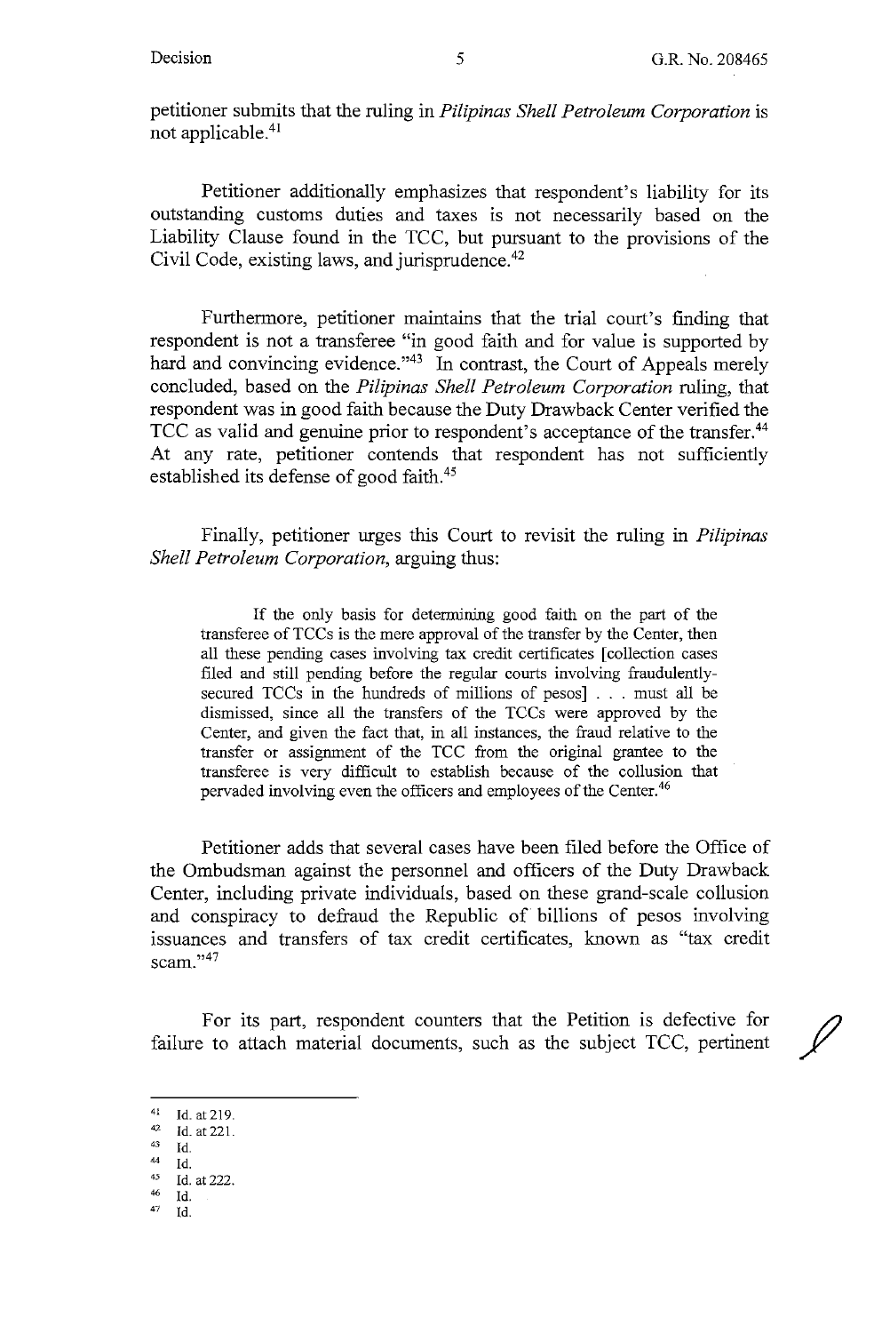petitioner submits that the ruling in *Pilipinas Shell Petroleum Corporation* is not applicable.[41]

Petitioner additionally emphasizes that respondent's liability for its outstanding customs duties and taxes is not necessarily based on the Liability Clause found in the TCC, but pursuant to the provisions of the Civil Code, existing laws, and jurisprudence.[42]

Furthermore, petitioner maintains that the trial court's finding that respondent is not a transferee "in good faith and for value is supported by hard and convincing evidence."[43] In contrast, the Court of Appeals merely concluded, based on the *Pilipinas Shell Petroleum Corporation* ruling, that respondent was in good faith because the Duty Drawback Center verified the TCC as valid and genuine prior to respondent's acceptance of the transfer.[44] At any rate, petitioner contends that respondent has not sufficiently established its defense of good faith.[45]

Finally, petitioner urges this Court to revisit the ruling in *Pilipinas Shell Petroleum Corporation*, arguing thus:

> If the only basis for determining good faith on the part of the transferee of TCCs is the mere approval of the transfer by the Center, then all these pending cases involving tax credit certificates [collection cases filed and still pending before the regular courts involving fraudulently-secured TCCs in the hundreds of millions of pesos] . . . must all be dismissed, since all the transfers of the TCCs were approved by the Center, and given the fact that, in all instances, the fraud relative to the transfer or assignment of the TCC from the original grantee to the transferee is very difficult to establish because of the collusion that pervaded involving even the officers and employees of the Center.[46]

Petitioner adds that several cases have been filed before the Office of the Ombudsman against the personnel and officers of the Duty Drawback Center, including private individuals, based on these grand-scale collusion and conspiracy to defraud the Republic of billions of pesos involving issuances and transfers of tax credit certificates, known as "tax credit scam."[47]

For its part, respondent counters that the Petition is defective for failure to attach material documents, such as the subject TCC, pertinent

---

[41] Id. at 219.
[42] Id. at 221.
[43] Id.
[44] Id.
[45] Id. at 222.
[46] Id.
[47] Id.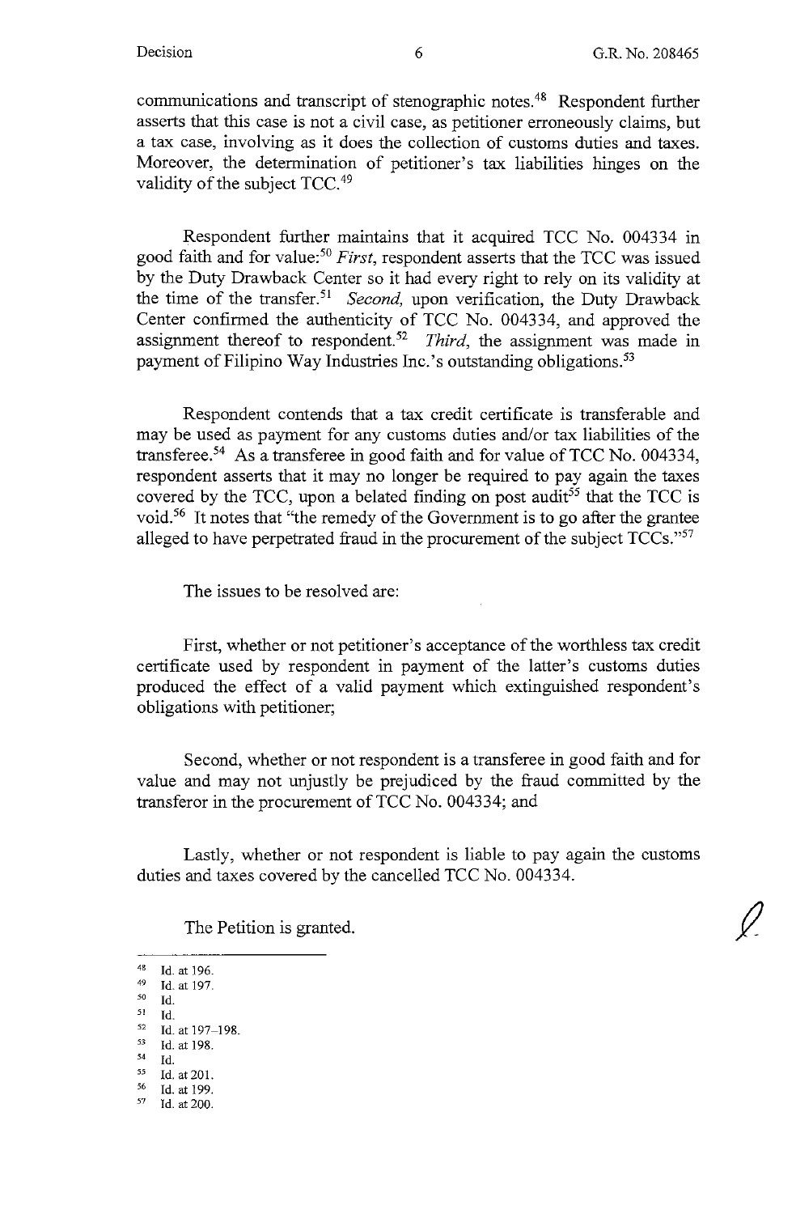communications and transcript of stenographic notes.[48] Respondent further asserts that this case is not a civil case, as petitioner erroneously claims, but a tax case, involving as it does the collection of customs duties and taxes. Moreover, the determination of petitioner's tax liabilities hinges on the validity of the subject TCC.[49]

Respondent further maintains that it acquired TCC No. 004334 in good faith and for value:[50] *First*, respondent asserts that the TCC was issued by the Duty Drawback Center so it had every right to rely on its validity at the time of the transfer.[51] *Second*, upon verification, the Duty Drawback Center confirmed the authenticity of TCC No. 004334, and approved the assignment thereof to respondent.[52] *Third*, the assignment was made in payment of Filipino Way Industries Inc.'s outstanding obligations.[53]

Respondent contends that a tax credit certificate is transferable and may be used as payment for any customs duties and/or tax liabilities of the transferee.[54] As a transferee in good faith and for value of TCC No. 004334, respondent asserts that it may no longer be required to pay again the taxes covered by the TCC, upon a belated finding on post audit[55] that the TCC is void.[56] It notes that "the remedy of the Government is to go after the grantee alleged to have perpetrated fraud in the procurement of the subject TCCs."[57]

The issues to be resolved are:

First, whether or not petitioner's acceptance of the worthless tax credit certificate used by respondent in payment of the latter's customs duties produced the effect of a valid payment which extinguished respondent's obligations with petitioner;

Second, whether or not respondent is a transferee in good faith and for value and may not unjustly be prejudiced by the fraud committed by the transferor in the procurement of TCC No. 004334; and

Lastly, whether or not respondent is liable to pay again the customs duties and taxes covered by the cancelled TCC No. 004334.

The Petition is granted.

---

[48] Id. at 196.
[49] Id. at 197.
[50] Id.
[51] Id.
[52] Id. at 197–198.
[53] Id. at 198.
[54] Id.
[55] Id. at 201.
[56] Id. at 199.
[57] Id. at 200.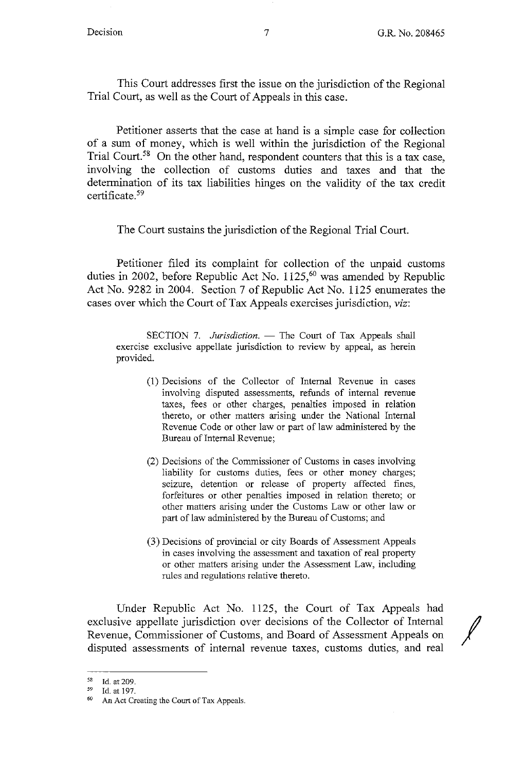This Court addresses first the issue on the jurisdiction of the Regional Trial Court, as well as the Court of Appeals in this case.

Petitioner asserts that the case at hand is a simple case for collection of a sum of money, which is well within the jurisdiction of the Regional Trial Court.[58] On the other hand, respondent counters that this is a tax case, involving the collection of customs duties and taxes and that the determination of its tax liabilities hinges on the validity of the tax credit certificate.[59]

The Court sustains the jurisdiction of the Regional Trial Court.

Petitioner filed its complaint for collection of the unpaid customs duties in 2002, before Republic Act No. 1125,[60] was amended by Republic Act No. 9282 in 2004. Section 7 of Republic Act No. 1125 enumerates the cases over which the Court of Tax Appeals exercises jurisdiction, *viz*:

> SECTION 7. *Jurisdiction.* — The Court of Tax Appeals shall exercise exclusive appellate jurisdiction to review by appeal, as herein provided.
>
> (1) Decisions of the Collector of Internal Revenue in cases involving disputed assessments, refunds of internal revenue taxes, fees or other charges, penalties imposed in relation thereto, or other matters arising under the National Internal Revenue Code or other law or part of law administered by the Bureau of Internal Revenue;
>
> (2) Decisions of the Commissioner of Customs in cases involving liability for customs duties, fees or other money charges; seizure, detention or release of property affected fines, forfeitures or other penalties imposed in relation thereto; or other matters arising under the Customs Law or other law or part of law administered by the Bureau of Customs; and
>
> (3) Decisions of provincial or city Boards of Assessment Appeals in cases involving the assessment and taxation of real property or other matters arising under the Assessment Law, including rules and regulations relative thereto.

Under Republic Act No. 1125, the Court of Tax Appeals had exclusive appellate jurisdiction over decisions of the Collector of Internal Revenue, Commissioner of Customs, and Board of Assessment Appeals on disputed assessments of internal revenue taxes, customs duties, and real

---

[58] Id. at 209.

[59] Id. at 197.

[60] An Act Creating the Court of Tax Appeals.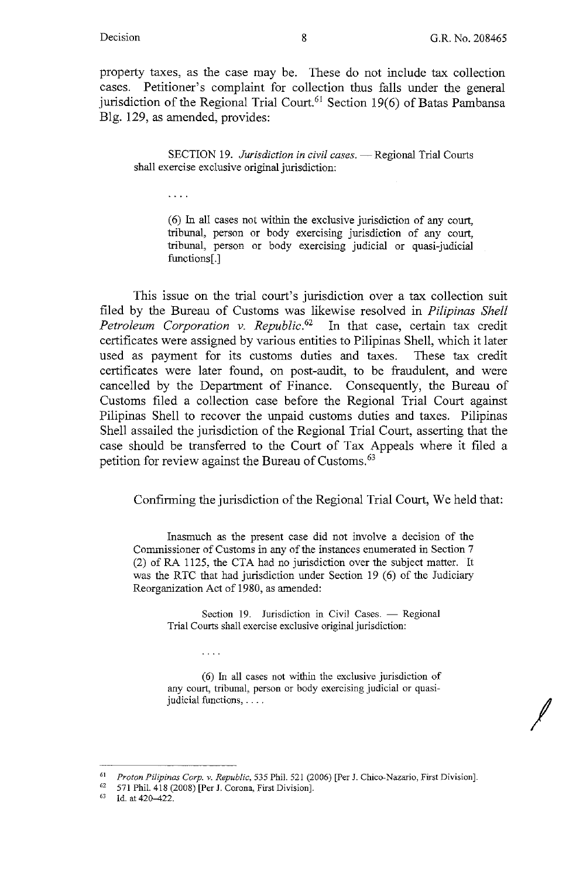property taxes, as the case may be. These do not include tax collection cases. Petitioner's complaint for collection thus falls under the general jurisdiction of the Regional Trial Court.[61] Section 19(6) of Batas Pambansa Blg. 129, as amended, provides:

> SECTION 19. *Jurisdiction in civil cases.* — Regional Trial Courts shall exercise exclusive original jurisdiction:
>
> . . . .
>
> (6) In all cases not within the exclusive jurisdiction of any court, tribunal, person or body exercising jurisdiction of any court, tribunal, person or body exercising judicial or quasi-judicial functions[.]

This issue on the trial court's jurisdiction over a tax collection suit filed by the Bureau of Customs was likewise resolved in *Pilipinas Shell Petroleum Corporation v. Republic.*[62] In that case, certain tax credit certificates were assigned by various entities to Pilipinas Shell, which it later used as payment for its customs duties and taxes. These tax credit certificates were later found, on post-audit, to be fraudulent, and were cancelled by the Department of Finance. Consequently, the Bureau of Customs filed a collection case before the Regional Trial Court against Pilipinas Shell to recover the unpaid customs duties and taxes. Pilipinas Shell assailed the jurisdiction of the Regional Trial Court, asserting that the case should be transferred to the Court of Tax Appeals where it filed a petition for review against the Bureau of Customs.[63]

Confirming the jurisdiction of the Regional Trial Court, We held that:

> Inasmuch as the present case did not involve a decision of the Commissioner of Customs in any of the instances enumerated in Section 7 (2) of RA 1125, the CTA had no jurisdiction over the subject matter. It was the RTC that had jurisdiction under Section 19 (6) of the Judiciary Reorganization Act of 1980, as amended:
>
> > Section 19. Jurisdiction in Civil Cases. — Regional Trial Courts shall exercise exclusive original jurisdiction:
> >
> > . . . .
> >
> > (6) In all cases not within the exclusive jurisdiction of any court, tribunal, person or body exercising judicial or quasi-judicial functions, . . . .

---

[61] *Proton Pilipinas Corp. v. Republic*, 535 Phil. 521 (2006) [Per J. Chico-Nazario, First Division].

[62] 571 Phil. 418 (2008) [Per J. Corona, First Division].

[63] Id. at 420–422.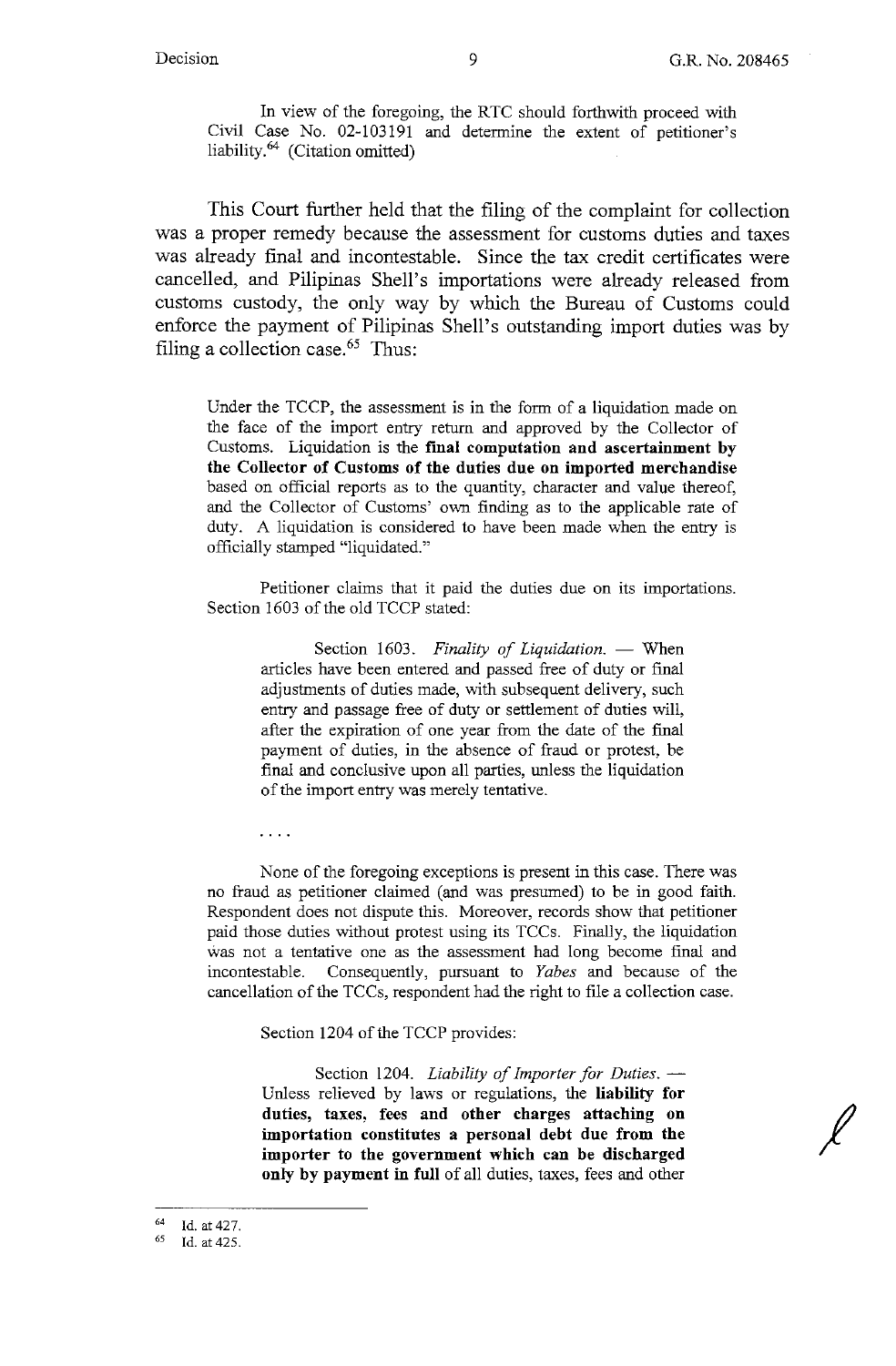In view of the foregoing, the RTC should forthwith proceed with Civil Case No. 02-103191 and determine the extent of petitioner's liability.[64] (Citation omitted)

This Court further held that the filing of the complaint for collection was a proper remedy because the assessment for customs duties and taxes was already final and incontestable. Since the tax credit certificates were cancelled, and Pilipinas Shell's importations were already released from customs custody, the only way by which the Bureau of Customs could enforce the payment of Pilipinas Shell's outstanding import duties was by filing a collection case.[65] Thus:

> Under the TCCP, the assessment is in the form of a liquidation made on the face of the import entry return and approved by the Collector of Customs. Liquidation is the **final computation and ascertainment by the Collector of Customs of the duties due on imported merchandise** based on official reports as to the quantity, character and value thereof, and the Collector of Customs' own finding as to the applicable rate of duty. A liquidation is considered to have been made when the entry is officially stamped "liquidated."
>
> Petitioner claims that it paid the duties due on its importations. Section 1603 of the old TCCP stated:
>
> > Section 1603. *Finality of Liquidation.* — When articles have been entered and passed free of duty or final adjustments of duties made, with subsequent delivery, such entry and passage free of duty or settlement of duties will, after the expiration of one year from the date of the final payment of duties, in the absence of fraud or protest, be final and conclusive upon all parties, unless the liquidation of the import entry was merely tentative.
>
> . . . .
>
> None of the foregoing exceptions is present in this case. There was no fraud as petitioner claimed (and was presumed) to be in good faith. Respondent does not dispute this. Moreover, records show that petitioner paid those duties without protest using its TCCs. Finally, the liquidation was not a tentative one as the assessment had long become final and incontestable. Consequently, pursuant to *Yabes* and because of the cancellation of the TCCs, respondent had the right to file a collection case.
>
> Section 1204 of the TCCP provides:
>
> > Section 1204. *Liability of Importer for Duties.* — Unless relieved by laws or regulations, the **liability for duties, taxes, fees and other charges attaching on importation constitutes a personal debt due from the importer to the government which can be discharged only by payment in full** of all duties, taxes, fees and other

---

[64] Id. at 427.

[65] Id. at 425.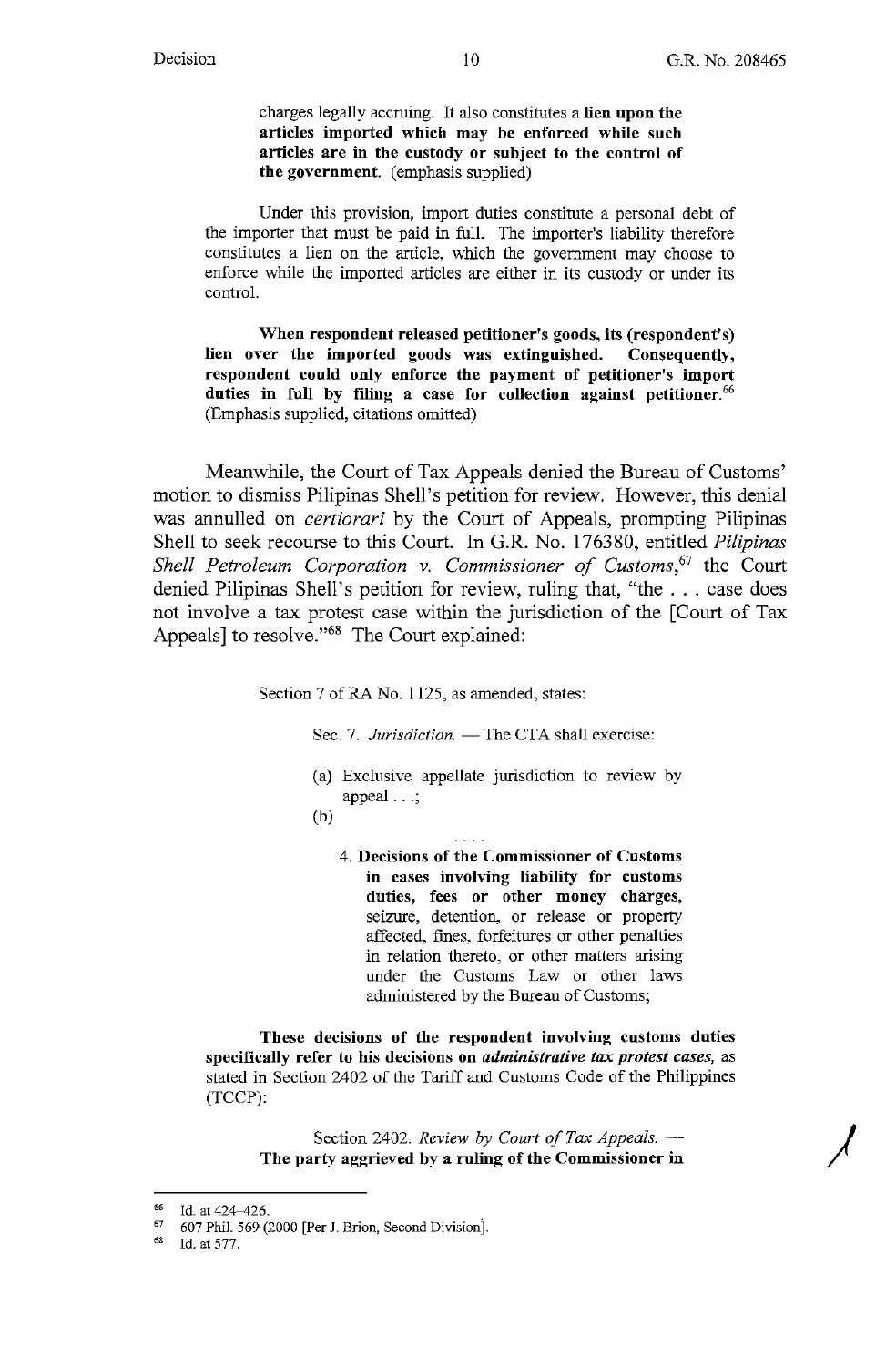> charges legally accruing. It also constitutes a **lien upon the articles imported which may be enforced while such articles are in the custody or subject to the control of the government.** (emphasis supplied)
>
> Under this provision, import duties constitute a personal debt of the importer that must be paid in full. The importer's liability therefore constitutes a lien on the article, which the government may choose to enforce while the imported articles are either in its custody or under its control.
>
> **When respondent released petitioner's goods, its (respondent's) lien over the imported goods was extinguished. Consequently, respondent could only enforce the payment of petitioner's import duties in full by filing a case for collection against petitioner.**[66] (Emphasis supplied, citations omitted)

Meanwhile, the Court of Tax Appeals denied the Bureau of Customs' motion to dismiss Pilipinas Shell's petition for review. However, this denial was annulled on *certiorari* by the Court of Appeals, prompting Pilipinas Shell to seek recourse to this Court. In G.R. No. 176380, entitled *Pilipinas Shell Petroleum Corporation v. Commissioner of Customs*,[67] the Court denied Pilipinas Shell's petition for review, ruling that, "the . . . case does not involve a tax protest case within the jurisdiction of the [Court of Tax Appeals] to resolve."[68] The Court explained:

> Section 7 of RA No. 1125, as amended, states:
>
> > Sec. 7. *Jurisdiction.* — The CTA shall exercise:
> >
> > (a) Exclusive appellate jurisdiction to review by appeal . . .;
> >
> > (b)
> >
> > . . . .
> >
> > 4. **Decisions of the Commissioner of Customs in cases involving liability for customs duties, fees or other money charges,** seizure, detention, or release or property affected, fines, forfeitures or other penalties in relation thereto, or other matters arising under the Customs Law or other laws administered by the Bureau of Customs;
>
> **These decisions of the respondent involving customs duties specifically refer to his decisions on *administrative tax protest cases,*** as stated in Section 2402 of the Tariff and Customs Code of the Philippines (TCCP):
>
> > Section 2402. *Review by Court of Tax Appeals.* — **The party aggrieved by a ruling of the Commissioner in**

---

[66] Id. at 424–426.

[67] 607 Phil. 569 (2000 [Per J. Brion, Second Division].

[68] Id. at 577.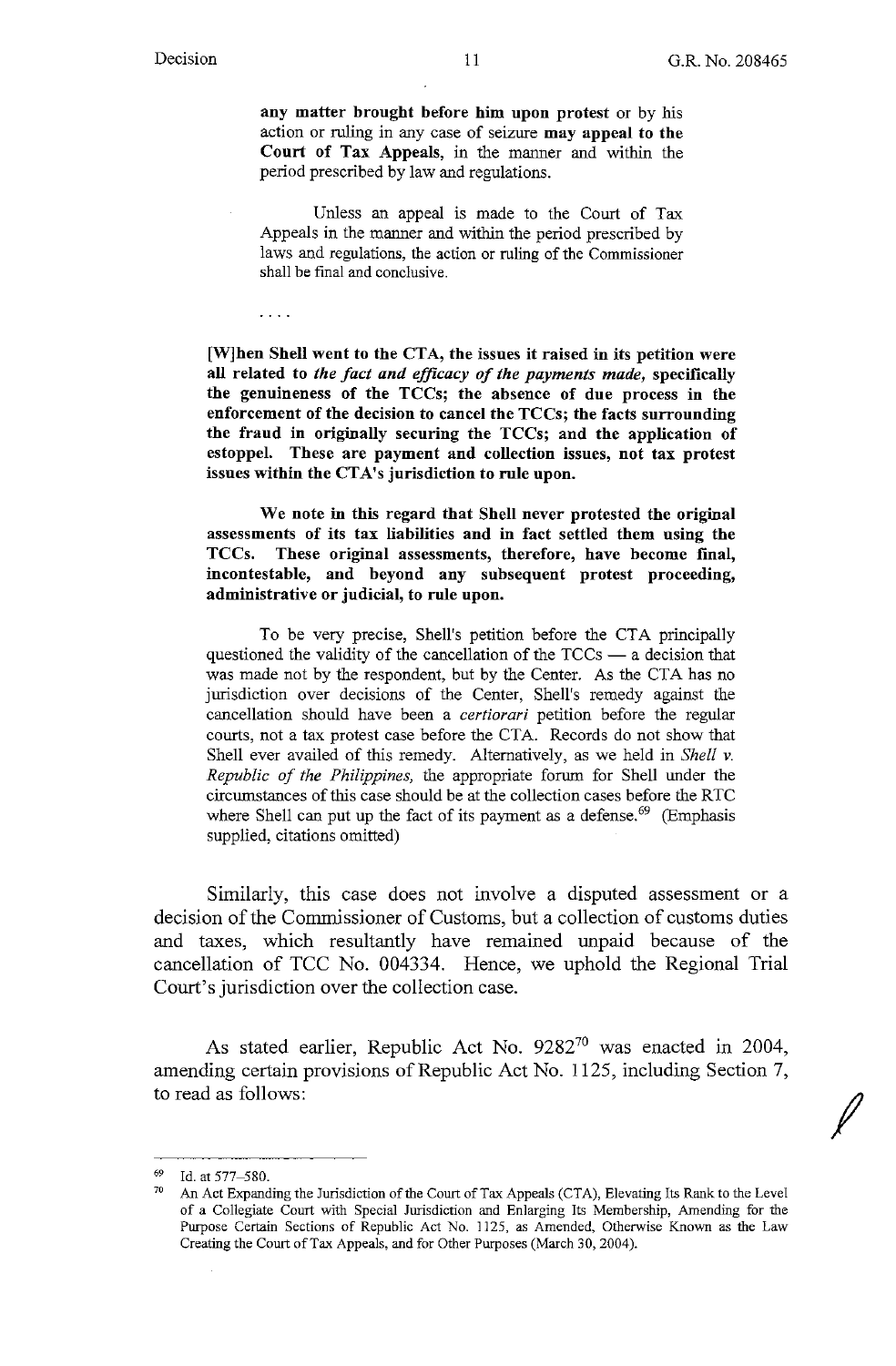> **any matter brought before him upon protest** or by his action or ruling in any case of seizure **may appeal to the Court of Tax Appeals**, in the manner and within the period prescribed by law and regulations.
>
> Unless an appeal is made to the Court of Tax Appeals in the manner and within the period prescribed by laws and regulations, the action or ruling of the Commissioner shall be final and conclusive.
>
> . . . .
>
> **[W]hen Shell went to the CTA, the issues it raised in its petition were all related to *the fact and efficacy of the payments made*, specifically the genuineness of the TCCs; the absence of due process in the enforcement of the decision to cancel the TCCs; the facts surrounding the fraud in originally securing the TCCs; and the application of estoppel. These are payment and collection issues, not tax protest issues within the CTA's jurisdiction to rule upon.**
>
> **We note in this regard that Shell never protested the original assessments of its tax liabilities and in fact settled them using the TCCs. These original assessments, therefore, have become final, incontestable, and beyond any subsequent protest proceeding, administrative or judicial, to rule upon.**
>
> To be very precise, Shell's petition before the CTA principally questioned the validity of the cancellation of the TCCs — a decision that was made not by the respondent, but by the Center. As the CTA has no jurisdiction over decisions of the Center, Shell's remedy against the cancellation should have been a *certiorari* petition before the regular courts, not a tax protest case before the CTA. Records do not show that Shell ever availed of this remedy. Alternatively, as we held in *Shell v. Republic of the Philippines,* the appropriate forum for Shell under the circumstances of this case should be at the collection cases before the RTC where Shell can put up the fact of its payment as a defense.[69] (Emphasis supplied, citations omitted)

Similarly, this case does not involve a disputed assessment or a decision of the Commissioner of Customs, but a collection of customs duties and taxes, which resultantly have remained unpaid because of the cancellation of TCC No. 004334. Hence, we uphold the Regional Trial Court's jurisdiction over the collection case.

As stated earlier, Republic Act No. 9282[70] was enacted in 2004, amending certain provisions of Republic Act No. 1125, including Section 7, to read as follows:

---

[69] Id. at 577–580.

[70] An Act Expanding the Jurisdiction of the Court of Tax Appeals (CTA), Elevating Its Rank to the Level of a Collegiate Court with Special Jurisdiction and Enlarging Its Membership, Amending for the Purpose Certain Sections of Republic Act No. 1125, as Amended, Otherwise Known as the Law Creating the Court of Tax Appeals, and for Other Purposes (March 30, 2004).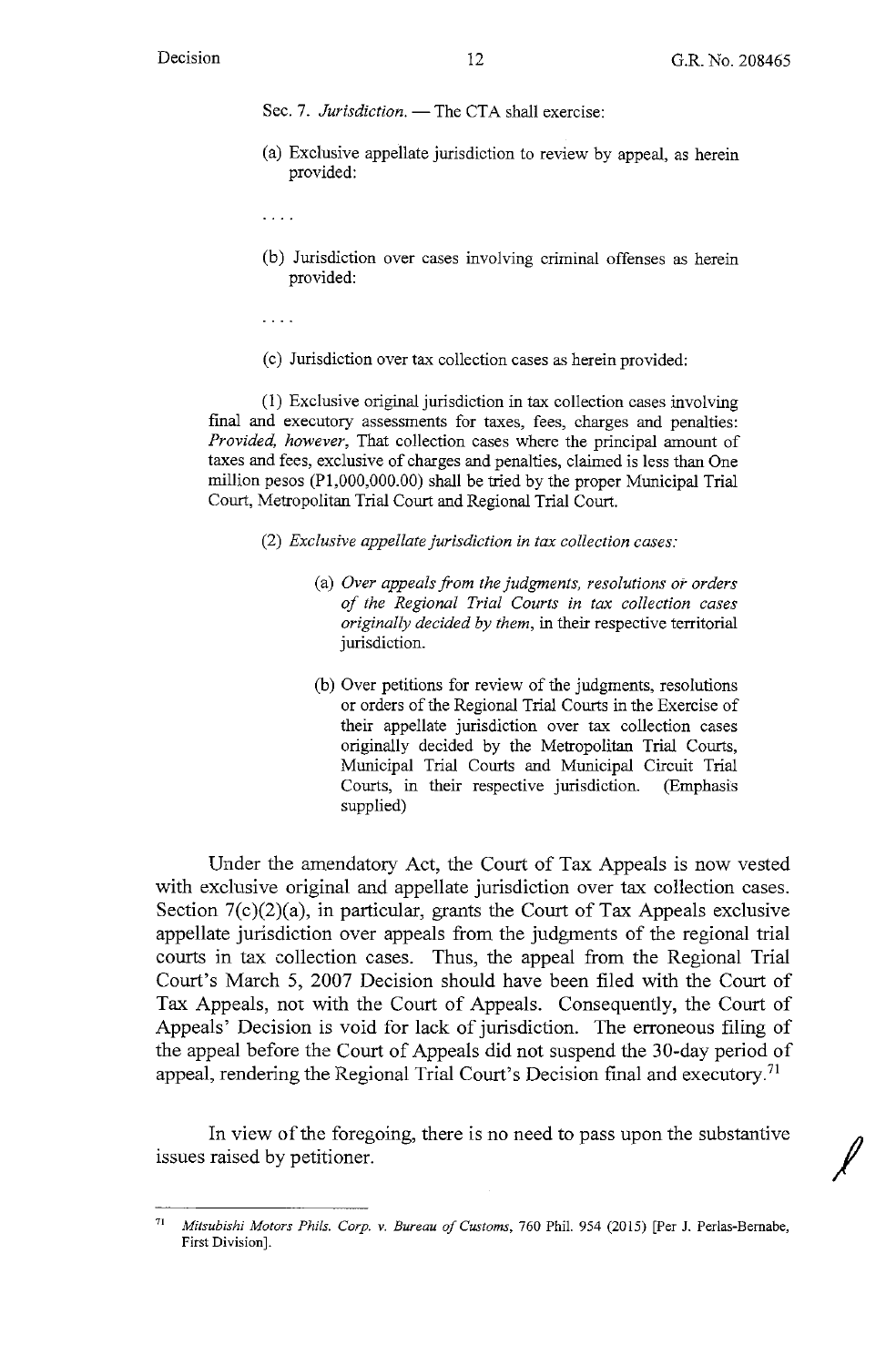Sec. 7. *Jurisdiction.* — The CTA shall exercise:

(a) Exclusive appellate jurisdiction to review by appeal, as herein provided:

. . . .

(b) Jurisdiction over cases involving criminal offenses as herein provided:

. . . .

(c) Jurisdiction over tax collection cases as herein provided:

(1) Exclusive original jurisdiction in tax collection cases involving final and executory assessments for taxes, fees, charges and penalties: *Provided, however,* That collection cases where the principal amount of taxes and fees, exclusive of charges and penalties, claimed is less than One million pesos (P1,000,000.00) shall be tried by the proper Municipal Trial Court, Metropolitan Trial Court and Regional Trial Court.

(2) *Exclusive appellate jurisdiction in tax collection cases:*

(a) *Over appeals from the judgments, resolutions or orders of the Regional Trial Courts in tax collection cases originally decided by them,* in their respective territorial jurisdiction.

(b) Over petitions for review of the judgments, resolutions or orders of the Regional Trial Courts in the Exercise of their appellate jurisdiction over tax collection cases originally decided by the Metropolitan Trial Courts, Municipal Trial Courts and Municipal Circuit Trial Courts, in their respective jurisdiction. (Emphasis supplied)

Under the amendatory Act, the Court of Tax Appeals is now vested with exclusive original and appellate jurisdiction over tax collection cases. Section 7(c)(2)(a), in particular, grants the Court of Tax Appeals exclusive appellate jurisdiction over appeals from the judgments of the regional trial courts in tax collection cases. Thus, the appeal from the Regional Trial Court's March 5, 2007 Decision should have been filed with the Court of Tax Appeals, not with the Court of Appeals. Consequently, the Court of Appeals' Decision is void for lack of jurisdiction. The erroneous filing of the appeal before the Court of Appeals did not suspend the 30-day period of appeal, rendering the Regional Trial Court's Decision final and executory.[71]

In view of the foregoing, there is no need to pass upon the substantive issues raised by petitioner.

---

[71] *Mitsubishi Motors Phils. Corp. v. Bureau of Customs*, 760 Phil. 954 (2015) [Per J. Perlas-Bernabe, First Division].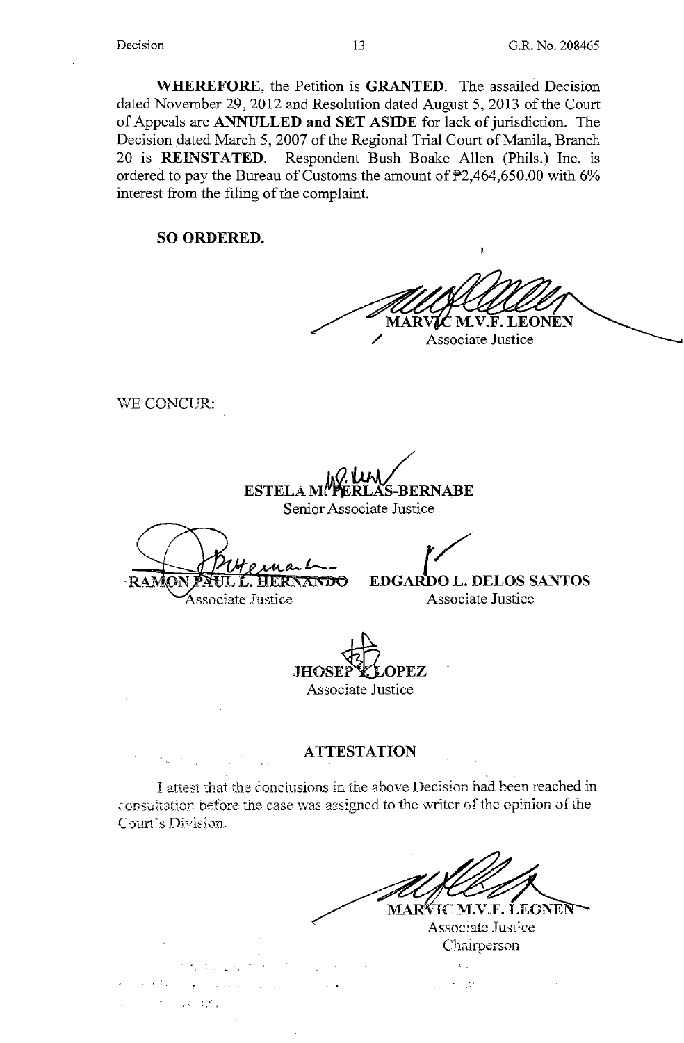**WHEREFORE**, the Petition is **GRANTED**. The assailed Decision dated November 29, 2012 and Resolution dated August 5, 2013 of the Court of Appeals are **ANNULLED and SET ASIDE** for lack of jurisdiction. The Decision dated March 5, 2007 of the Regional Trial Court of Manila, Branch 20 is **REINSTATED**. Respondent Bush Boake Allen (Phils.) Inc. is ordered to pay the Bureau of Customs the amount of ₱2,464,650.00 with 6% interest from the filing of the complaint.

**SO ORDERED.**

MARVIC M.V.F. LEONEN
Associate Justice

WE CONCUR:

ESTELA M. PERLAS-BERNABE
Senior Associate Justice

RAMON PAUL L. HERNANDO
Associate Justice

EDGARDO L. DELOS SANTOS
Associate Justice

JHOSEP Y. LOPEZ
Associate Justice

## ATTESTATION

I attest that the conclusions in the above Decision had been reached in consultation before the case was assigned to the writer of the opinion of the Court's Division.

MARVIC M.V.F. LEONEN
Associate Justice
Chairperson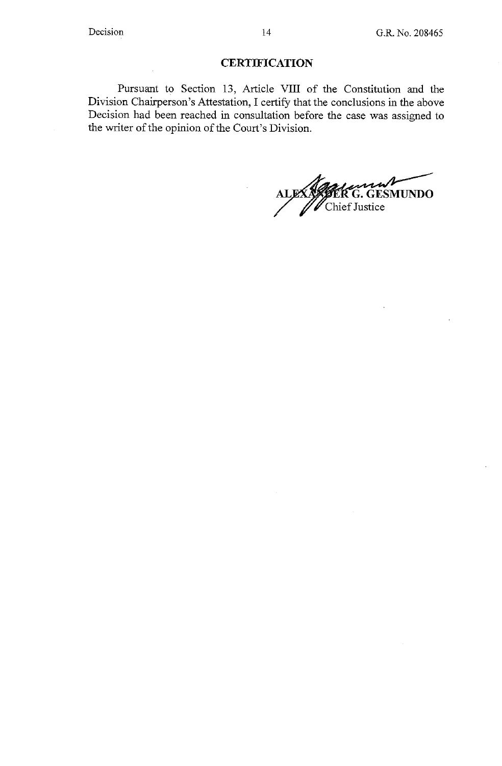## CERTIFICATION

Pursuant to Section 13, Article VIII of the Constitution and the Division Chairperson's Attestation, I certify that the conclusions in the above Decision had been reached in consultation before the case was assigned to the writer of the opinion of the Court's Division.

**ALEXANDER G. GESMUNDO**
Chief Justice